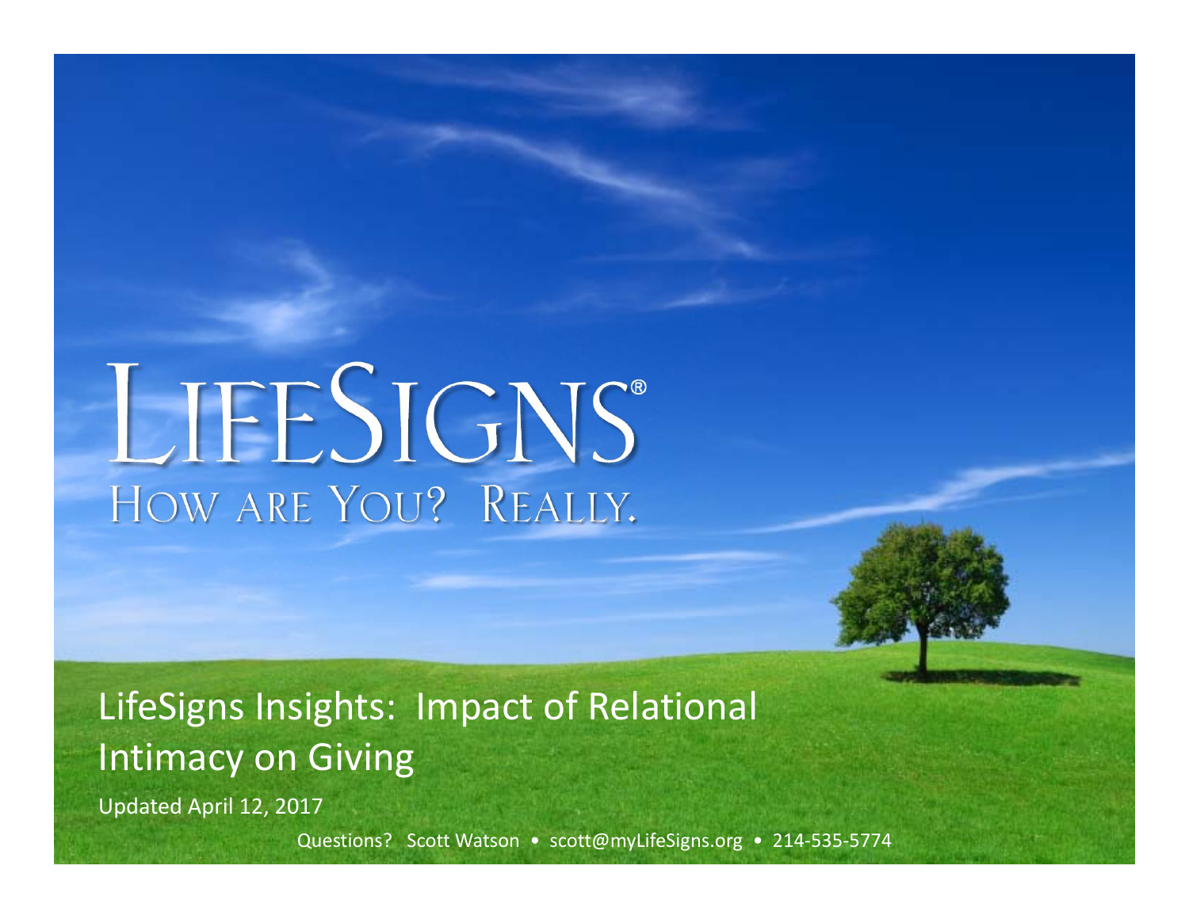# LifeSigns®

HOW ARE YOU? REALLY.

## LifeSigns Insights: Impact of Relational Intimacy on Giving

Updated April 12, 2017

Questions? Scott Watson • scott@myLifeSigns.org • 214-535-5774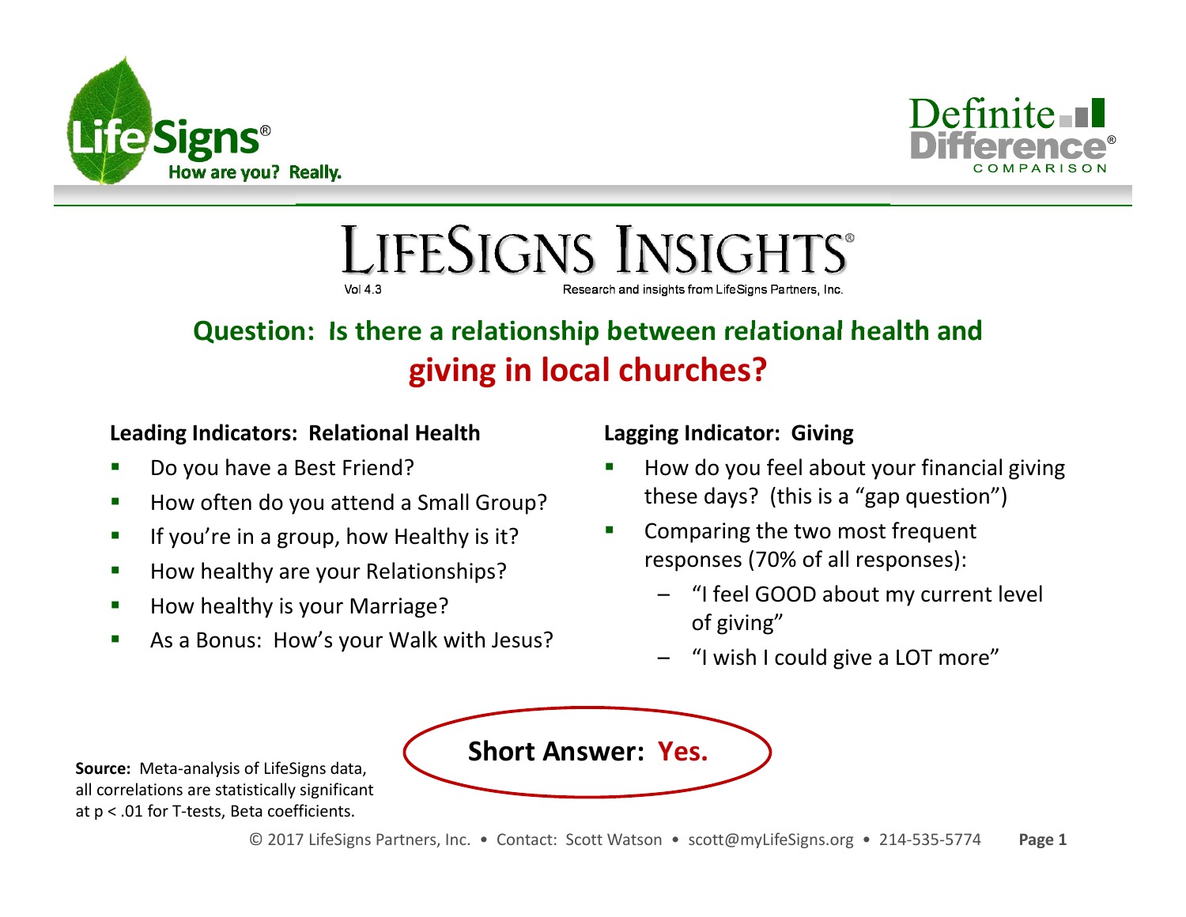# LifeSigns Insights®

Vol 4.3

Research and insights from LifeSigns Partners, Inc.

## Question: Is there a relationship between relational health and giving in local churches?

**Leading Indicators: Relational Health**

- Do you have a Best Friend?
- How often do you attend a Small Group?
- If you're in a group, how Healthy is it?
- How healthy are your Relationships?
- How healthy is your Marriage?
- As a Bonus: How's your Walk with Jesus?

**Lagging Indicator: Giving**

- How do you feel about your financial giving these days? (this is a "gap question")
- Comparing the two most frequent responses (70% of all responses):
  - "I feel GOOD about my current level of giving"
  - "I wish I could give a LOT more"

**Short Answer: Yes.**

**Source:** Meta-analysis of LifeSigns data, all correlations are statistically significant at $p < .01$ for T-tests, Beta coefficients.

© 2017 LifeSigns Partners, Inc. • Contact: Scott Watson • scott@myLifeSigns.org • 214-535-5774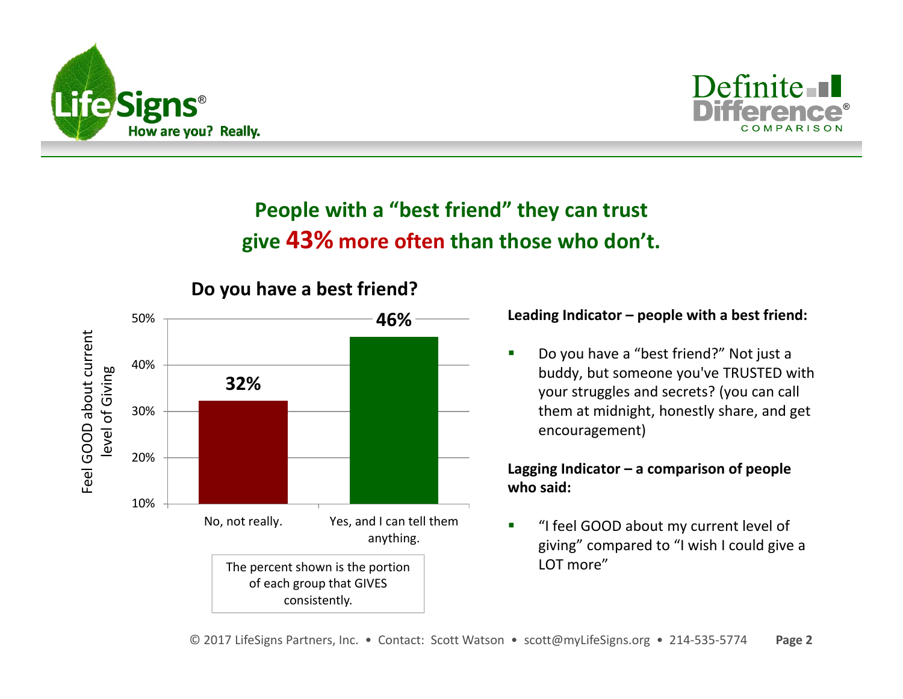## People with a "best friend" they can trust give **43% more often** than those who don't.

### Do you have a best friend?

| Response | Feel GOOD about current level of Giving |
|---|---|
| No, not really. | 32% |
| Yes, and I can tell them anything. | 46% |

The percent shown is the portion of each group that GIVES consistently.

**Leading Indicator – people with a best friend:**

- Do you have a "best friend?" Not just a buddy, but someone you've TRUSTED with your struggles and secrets? (you can call them at midnight, honestly share, and get encouragement)

**Lagging Indicator – a comparison of people who said:**

- "I feel GOOD about my current level of giving" compared to "I wish I could give a LOT more"

© 2017 LifeSigns Partners, Inc. • Contact: Scott Watson • scott@myLifeSigns.org • 214-535-5774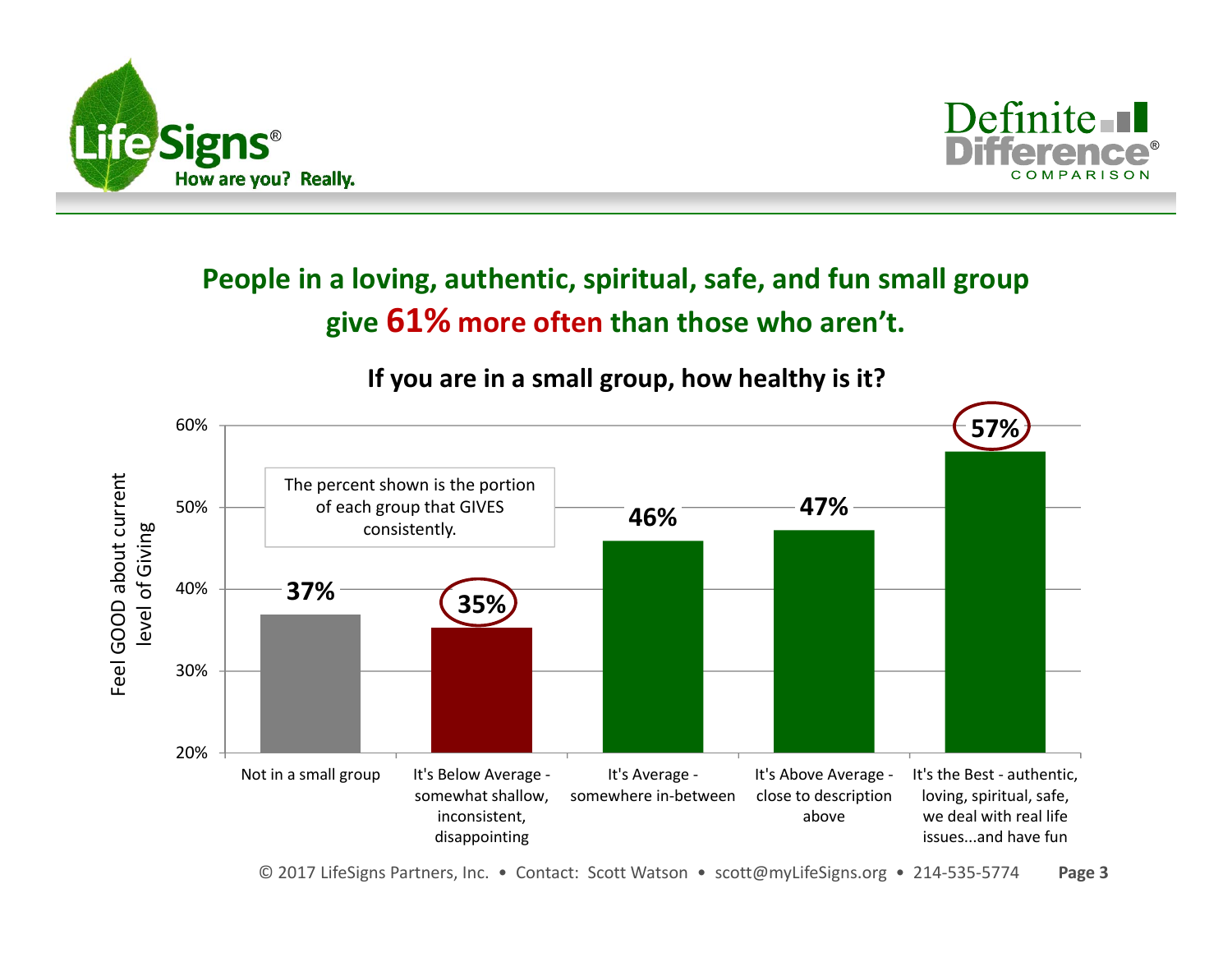## People in a loving, authentic, spiritual, safe, and fun small group give **61% more often** than those who aren't.

### If you are in a small group, how healthy is it?

The percent shown is the portion of each group that GIVES consistently.

| If you are in a small group, how healthy is it? | Feel GOOD about current level of Giving |
|---|---|
| Not in a small group | 37% |
| It's Below Average - somewhat shallow, inconsistent, disappointing | 35% |
| It's Average - somewhere in-between | 46% |
| It's Above Average - close to description above | 47% |
| It's the Best - authentic, loving, spiritual, safe, we deal with real life issues...and have fun | 57% |

© 2017 LifeSigns Partners, Inc. • Contact: Scott Watson • scott@myLifeSigns.org • 214-535-5774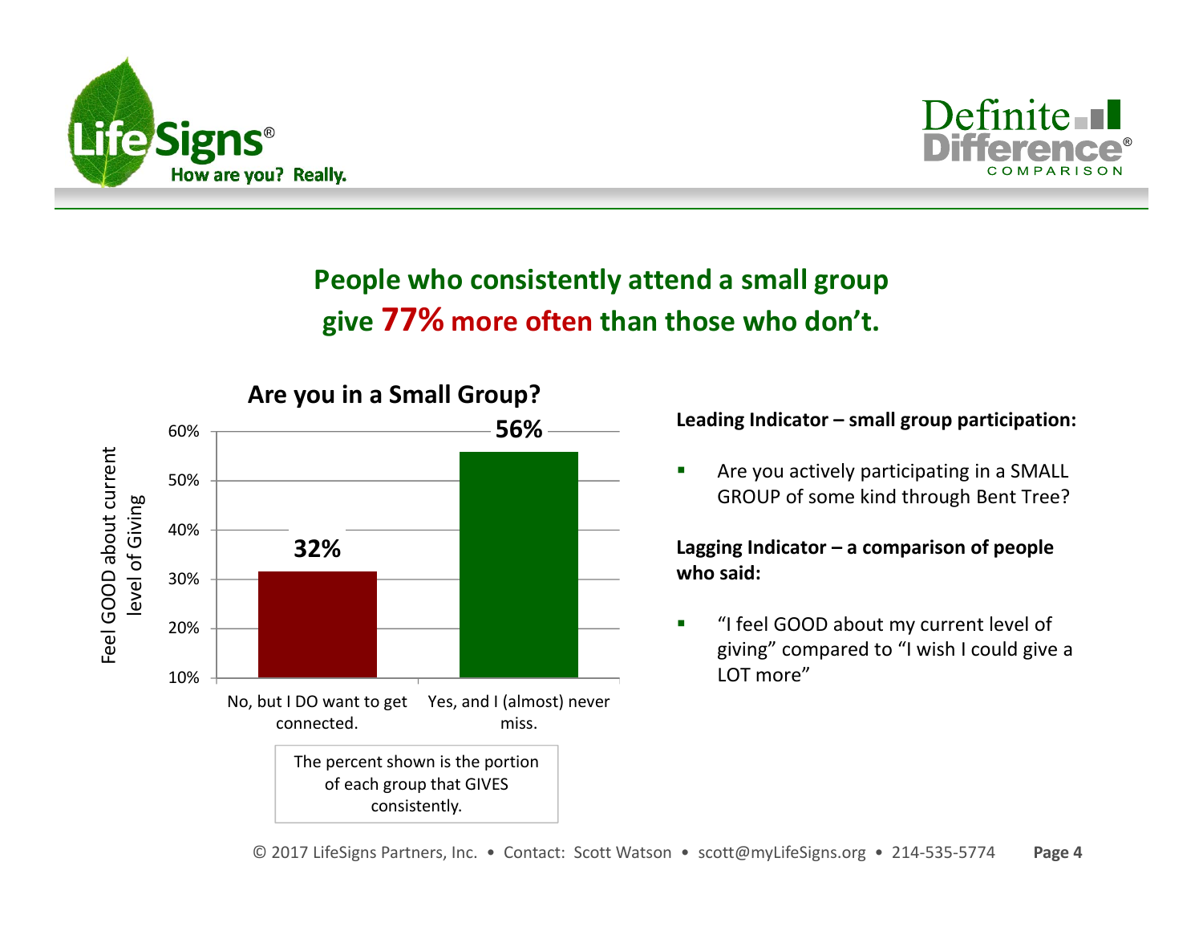## People who consistently attend a small group give 77% more often than those who don't.

**Are you in a Small Group?**

| Are you in a Small Group? | Feel GOOD about current level of Giving |
|---|---|
| No, but I DO want to get connected. | 32% |
| Yes, and I (almost) never miss. | 56% |

The percent shown is the portion of each group that GIVES consistently.

**Leading Indicator – small group participation:**

- Are you actively participating in a SMALL GROUP of some kind through Bent Tree?

**Lagging Indicator – a comparison of people who said:**

- "I feel GOOD about my current level of giving" compared to "I wish I could give a LOT more"

© 2017 LifeSigns Partners, Inc. • Contact: Scott Watson • scott@myLifeSigns.org • 214-535-5774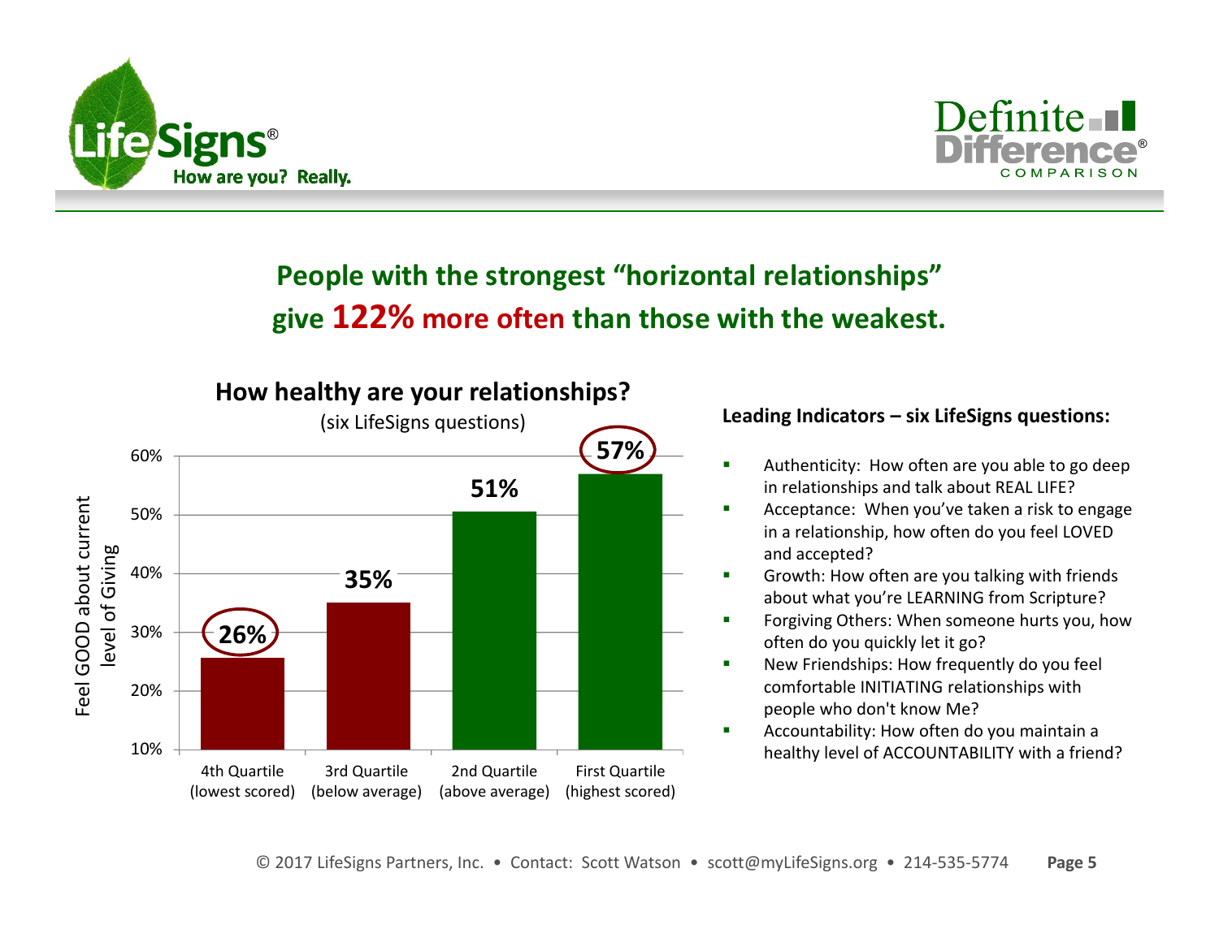## People with the strongest "horizontal relationships" give **122%** more often than those with the weakest.

### How healthy are your relationships?

(six LifeSigns questions)

| Quartile | Feel GOOD about current level of Giving |
|---|---|
| 4th Quartile (lowest scored) | 26% |
| 3rd Quartile (below average) | 35% |
| 2nd Quartile (above average) | 51% |
| First Quartile (highest scored) | 57% |

**Leading Indicators – six LifeSigns questions:**

- Authenticity: How often are you able to go deep in relationships and talk about REAL LIFE?
- Acceptance: When you've taken a risk to engage in a relationship, how often do you feel LOVED and accepted?
- Growth: How often are you talking with friends about what you're LEARNING from Scripture?
- Forgiving Others: When someone hurts you, how often do you quickly let it go?
- New Friendships: How frequently do you feel comfortable INITIATING relationships with people who don't know Me?
- Accountability: How often do you maintain a healthy level of ACCOUNTABILITY with a friend?

© 2017 LifeSigns Partners, Inc. • Contact: Scott Watson • scott@myLifeSigns.org • 214-535-5774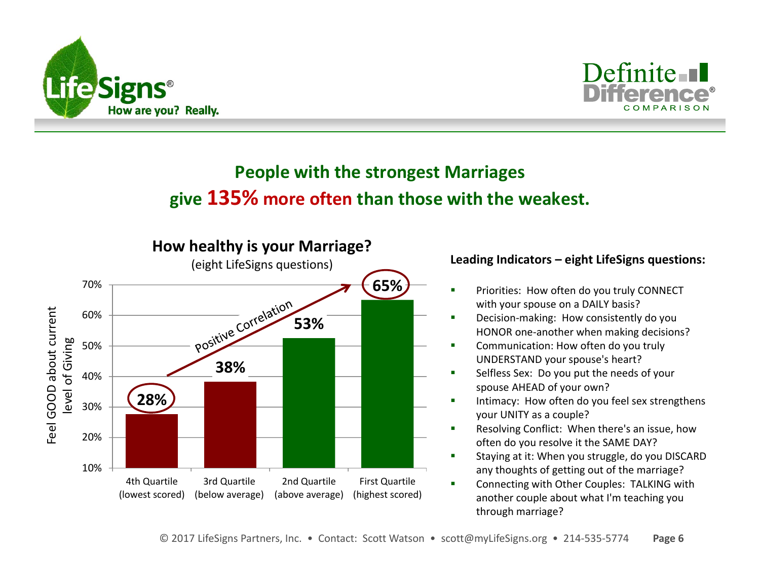# People with the strongest Marriages give 135% more often than those with the weakest.

## How healthy is your Marriage?

(eight LifeSigns questions)

| Quartile | Feel GOOD about current level of Giving |
|---|---|
| 4th Quartile (lowest scored) | 28% |
| 3rd Quartile (below average) | 38% |
| 2nd Quartile (above average) | 53% |
| First Quartile (highest scored) | 65% |

Positive Correlation

**Leading Indicators – eight LifeSigns questions:**

- Priorities: How often do you truly CONNECT with your spouse on a DAILY basis?
- Decision-making: How consistently do you HONOR one-another when making decisions?
- Communication: How often do you truly UNDERSTAND your spouse's heart?
- Selfless Sex: Do you put the needs of your spouse AHEAD of your own?
- Intimacy: How often do you feel sex strengthens your UNITY as a couple?
- Resolving Conflict: When there's an issue, how often do you resolve it the SAME DAY?
- Staying at it: When you struggle, do you DISCARD any thoughts of getting out of the marriage?
- Connecting with Other Couples: TALKING with another couple about what I'm teaching you through marriage?

© 2017 LifeSigns Partners, Inc. • Contact: Scott Watson • scott@myLifeSigns.org • 214-535-5774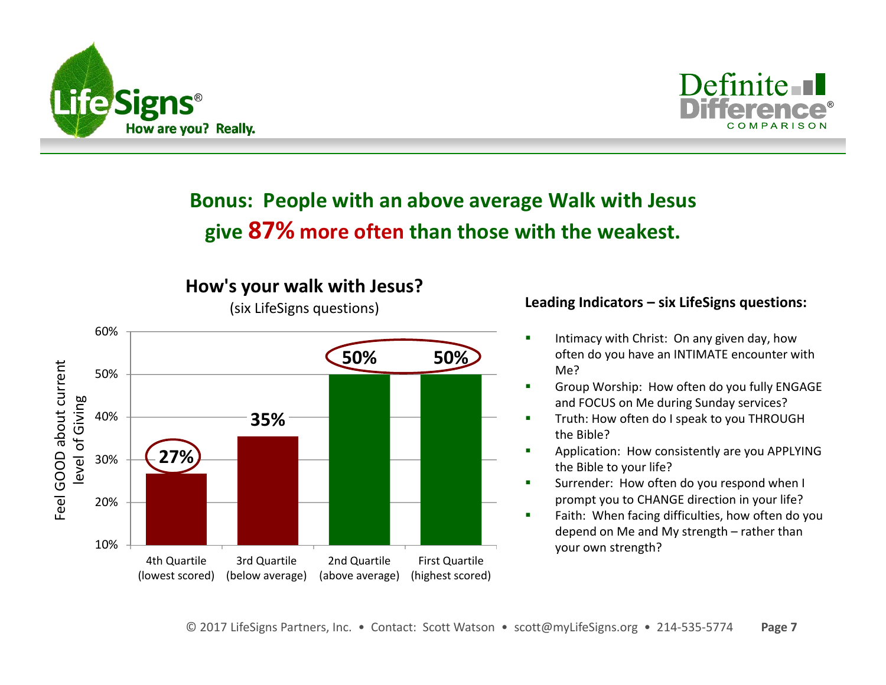# Bonus: People with an above average Walk with Jesus give **87% more often** than those with the weakest.

## How's your walk with Jesus?

(six LifeSigns questions)

Feel GOOD about current level of Giving

| Quartile | Feel GOOD about current level of Giving |
| --- | --- |
| 4th Quartile (lowest scored) | 27% |
| 3rd Quartile (below average) | 35% |
| 2nd Quartile (above average) | 50% |
| First Quartile (highest scored) | 50% |

**Leading Indicators – six LifeSigns questions:**

- Intimacy with Christ: On any given day, how often do you have an INTIMATE encounter with Me?
- Group Worship: How often do you fully ENGAGE and FOCUS on Me during Sunday services?
- Truth: How often do I speak to you THROUGH the Bible?
- Application: How consistently are you APPLYING the Bible to your life?
- Surrender: How often do you respond when I prompt you to CHANGE direction in your life?
- Faith: When facing difficulties, how often do you depend on Me and My strength – rather than your own strength?

© 2017 LifeSigns Partners, Inc. • Contact: Scott Watson • scott@myLifeSigns.org • 214-535-5774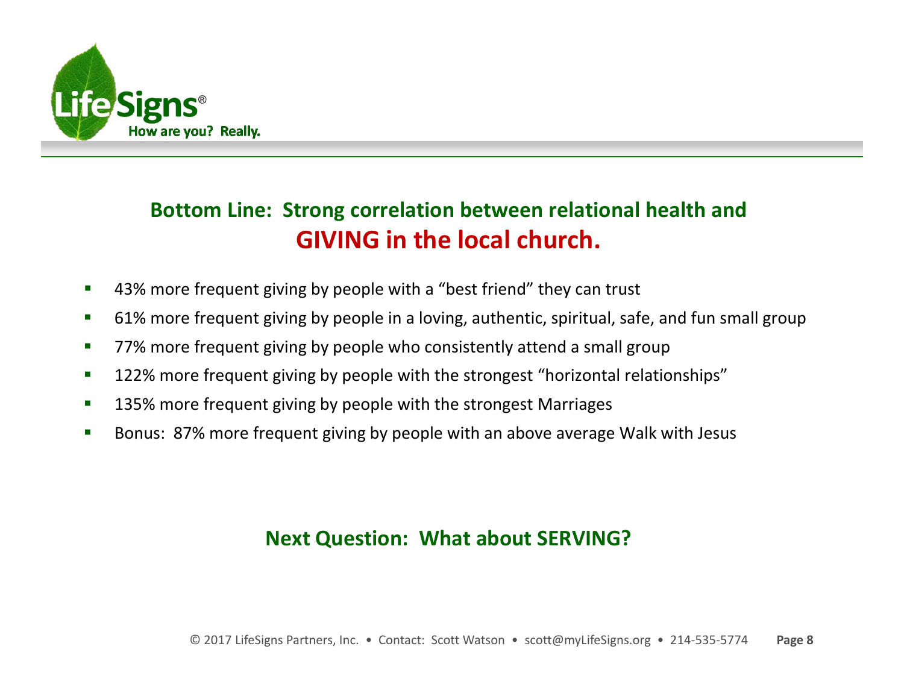LifeSigns®

How are you? Really.

## Bottom Line: Strong correlation between relational health and GIVING in the local church.

- 43% more frequent giving by people with a “best friend” they can trust
- 61% more frequent giving by people in a loving, authentic, spiritual, safe, and fun small group
- 77% more frequent giving by people who consistently attend a small group
- 122% more frequent giving by people with the strongest “horizontal relationships”
- 135% more frequent giving by people with the strongest Marriages
- Bonus: 87% more frequent giving by people with an above average Walk with Jesus

## Next Question: What about SERVING?

© 2017 LifeSigns Partners, Inc. • Contact: Scott Watson • scott@myLifeSigns.org • 214-535-5774